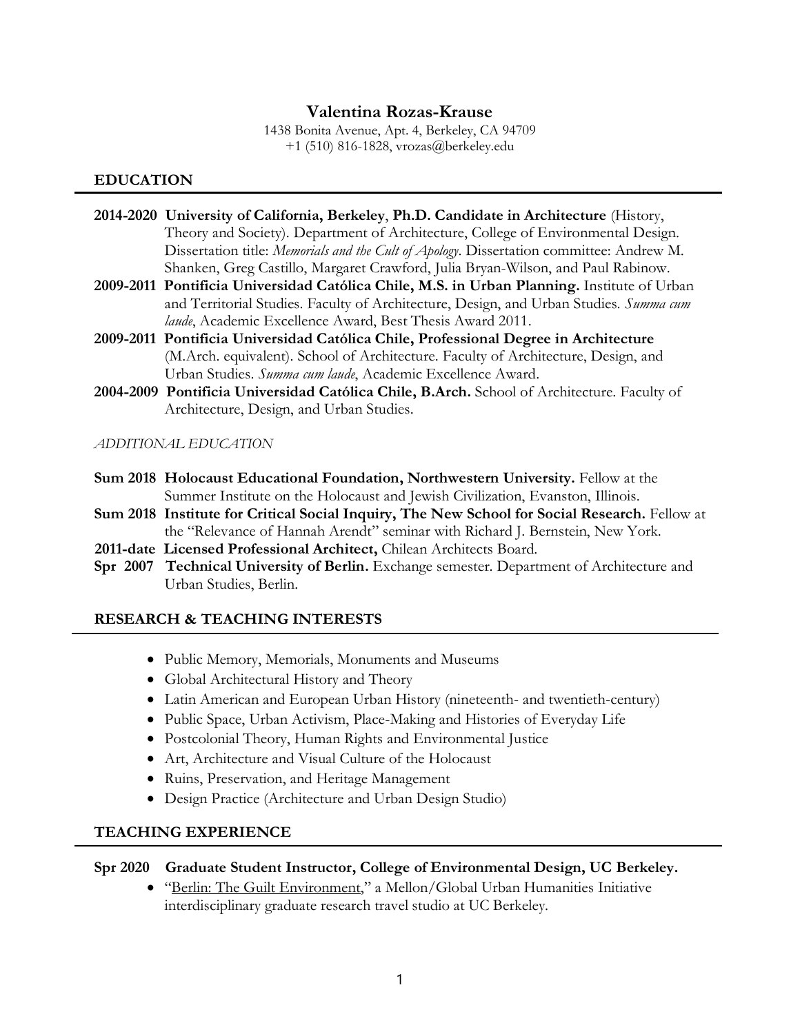# Valentina Rozas-Krause

1438 Bonita Avenue, Apt. 4, Berkeley, CA 94709
+1 (510) 816-1828, vrozas@berkeley.edu

## EDUCATION

**2014-2020 University of California, Berkeley**, **Ph.D. Candidate in Architecture** (History, Theory and Society). Department of Architecture, College of Environmental Design. Dissertation title: *Memorials and the Cult of Apology*. Dissertation committee: Andrew M. Shanken, Greg Castillo, Margaret Crawford, Julia Bryan-Wilson, and Paul Rabinow.

**2009-2011 Pontificia Universidad Católica Chile, M.S. in Urban Planning.** Institute of Urban and Territorial Studies. Faculty of Architecture, Design, and Urban Studies. *Summa cum laude*, Academic Excellence Award, Best Thesis Award 2011.

**2009-2011 Pontificia Universidad Católica Chile, Professional Degree in Architecture** (M.Arch. equivalent). School of Architecture. Faculty of Architecture, Design, and Urban Studies. *Summa cum laude*, Academic Excellence Award.

**2004-2009 Pontificia Universidad Católica Chile, B.Arch.** School of Architecture. Faculty of Architecture, Design, and Urban Studies.

*ADDITIONAL EDUCATION*

**Sum 2018 Holocaust Educational Foundation, Northwestern University.** Fellow at the Summer Institute on the Holocaust and Jewish Civilization, Evanston, Illinois.

**Sum 2018 Institute for Critical Social Inquiry, The New School for Social Research.** Fellow at the "Relevance of Hannah Arendt" seminar with Richard J. Bernstein, New York.

**2011-date Licensed Professional Architect,** Chilean Architects Board.

**Spr 2007 Technical University of Berlin.** Exchange semester. Department of Architecture and Urban Studies, Berlin.

## RESEARCH & TEACHING INTERESTS

- Public Memory, Memorials, Monuments and Museums
- Global Architectural History and Theory
- Latin American and European Urban History (nineteenth- and twentieth-century)
- Public Space, Urban Activism, Place-Making and Histories of Everyday Life
- Postcolonial Theory, Human Rights and Environmental Justice
- Art, Architecture and Visual Culture of the Holocaust
- Ruins, Preservation, and Heritage Management
- Design Practice (Architecture and Urban Design Studio)

## TEACHING EXPERIENCE

**Spr 2020 Graduate Student Instructor, College of Environmental Design, UC Berkeley.**

- "Berlin: The Guilt Environment," a Mellon/Global Urban Humanities Initiative interdisciplinary graduate research travel studio at UC Berkeley.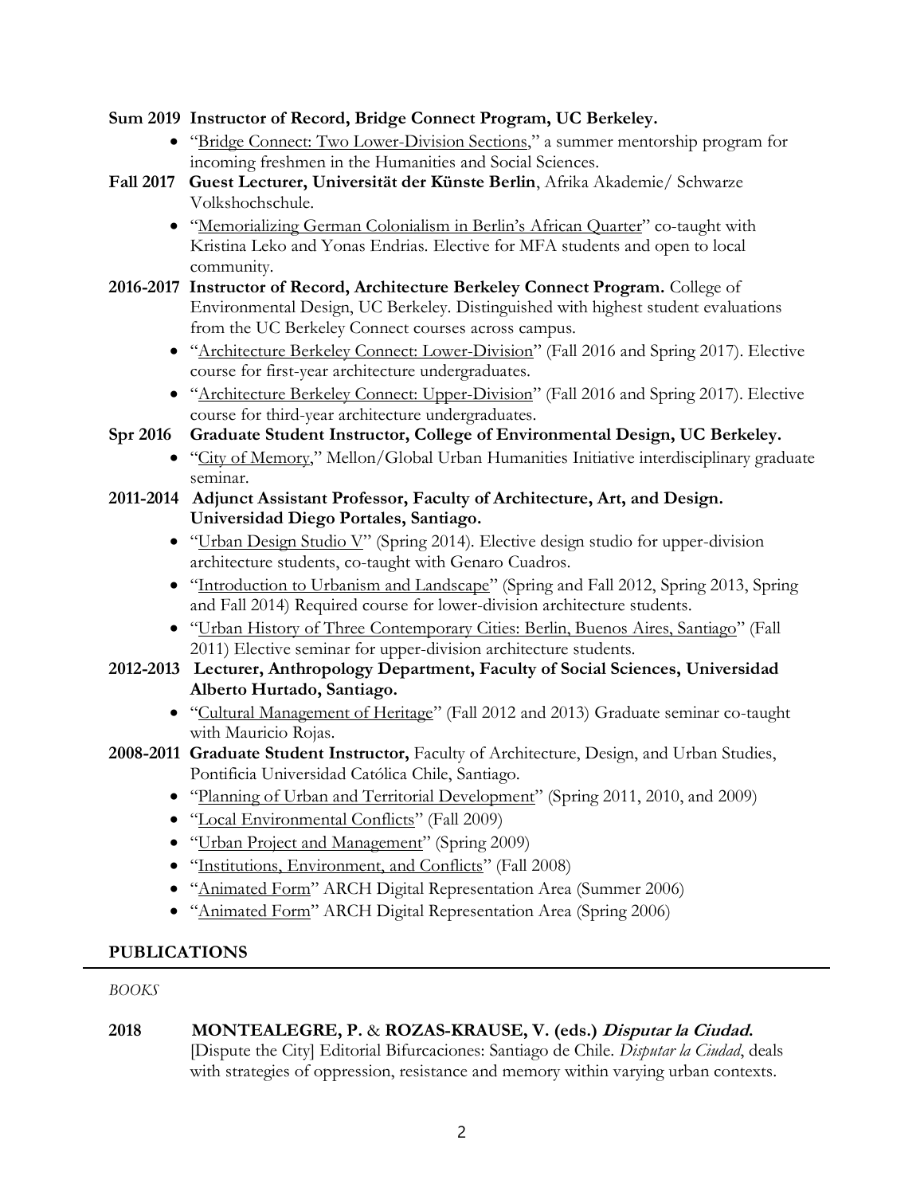**Sum 2019 Instructor of Record, Bridge Connect Program, UC Berkeley.**

- "<u>Bridge Connect: Two Lower-Division Sections</u>," a summer mentorship program for incoming freshmen in the Humanities and Social Sciences.

**Fall 2017 Guest Lecturer, Universität der Künste Berlin**, Afrika Akademie/ Schwarze Volkshochschule.

- "<u>Memorializing German Colonialism in Berlin's African Quarter</u>" co-taught with Kristina Leko and Yonas Endrias. Elective for MFA students and open to local community.

**2016-2017 Instructor of Record, Architecture Berkeley Connect Program.** College of Environmental Design, UC Berkeley. Distinguished with highest student evaluations from the UC Berkeley Connect courses across campus.

- "<u>Architecture Berkeley Connect: Lower-Division</u>" (Fall 2016 and Spring 2017). Elective course for first-year architecture undergraduates.
- "<u>Architecture Berkeley Connect: Upper-Division</u>" (Fall 2016 and Spring 2017). Elective course for third-year architecture undergraduates.

**Spr 2016 Graduate Student Instructor, College of Environmental Design, UC Berkeley.**

- "<u>City of Memory</u>," Mellon/Global Urban Humanities Initiative interdisciplinary graduate seminar.

**2011-2014 Adjunct Assistant Professor, Faculty of Architecture, Art, and Design. Universidad Diego Portales, Santiago.**

- "<u>Urban Design Studio V</u>" (Spring 2014). Elective design studio for upper-division architecture students, co-taught with Genaro Cuadros.
- "<u>Introduction to Urbanism and Landscape</u>" (Spring and Fall 2012, Spring 2013, Spring and Fall 2014) Required course for lower-division architecture students.
- "<u>Urban History of Three Contemporary Cities: Berlin, Buenos Aires, Santiago</u>" (Fall 2011) Elective seminar for upper-division architecture students.

**2012-2013 Lecturer, Anthropology Department, Faculty of Social Sciences, Universidad Alberto Hurtado, Santiago.**

- "<u>Cultural Management of Heritage</u>" (Fall 2012 and 2013) Graduate seminar co-taught with Mauricio Rojas.

**2008-2011 Graduate Student Instructor,** Faculty of Architecture, Design, and Urban Studies, Pontificia Universidad Católica Chile, Santiago.

- "<u>Planning of Urban and Territorial Development</u>" (Spring 2011, 2010, and 2009)
- "<u>Local Environmental Conflicts</u>" (Fall 2009)
- "<u>Urban Project and Management</u>" (Spring 2009)
- "<u>Institutions, Environment, and Conflicts</u>" (Fall 2008)
- "<u>Animated Form</u>" ARCH Digital Representation Area (Summer 2006)
- "<u>Animated Form</u>" ARCH Digital Representation Area (Spring 2006)

## PUBLICATIONS

*BOOKS*

**2018** **MONTEALEGRE, P.** & **ROZAS-KRAUSE, V. (eds.)** ***Disputar la Ciudad.*** [Dispute the City] Editorial Bifurcaciones: Santiago de Chile. *Disputar la Ciudad*, deals with strategies of oppression, resistance and memory within varying urban contexts.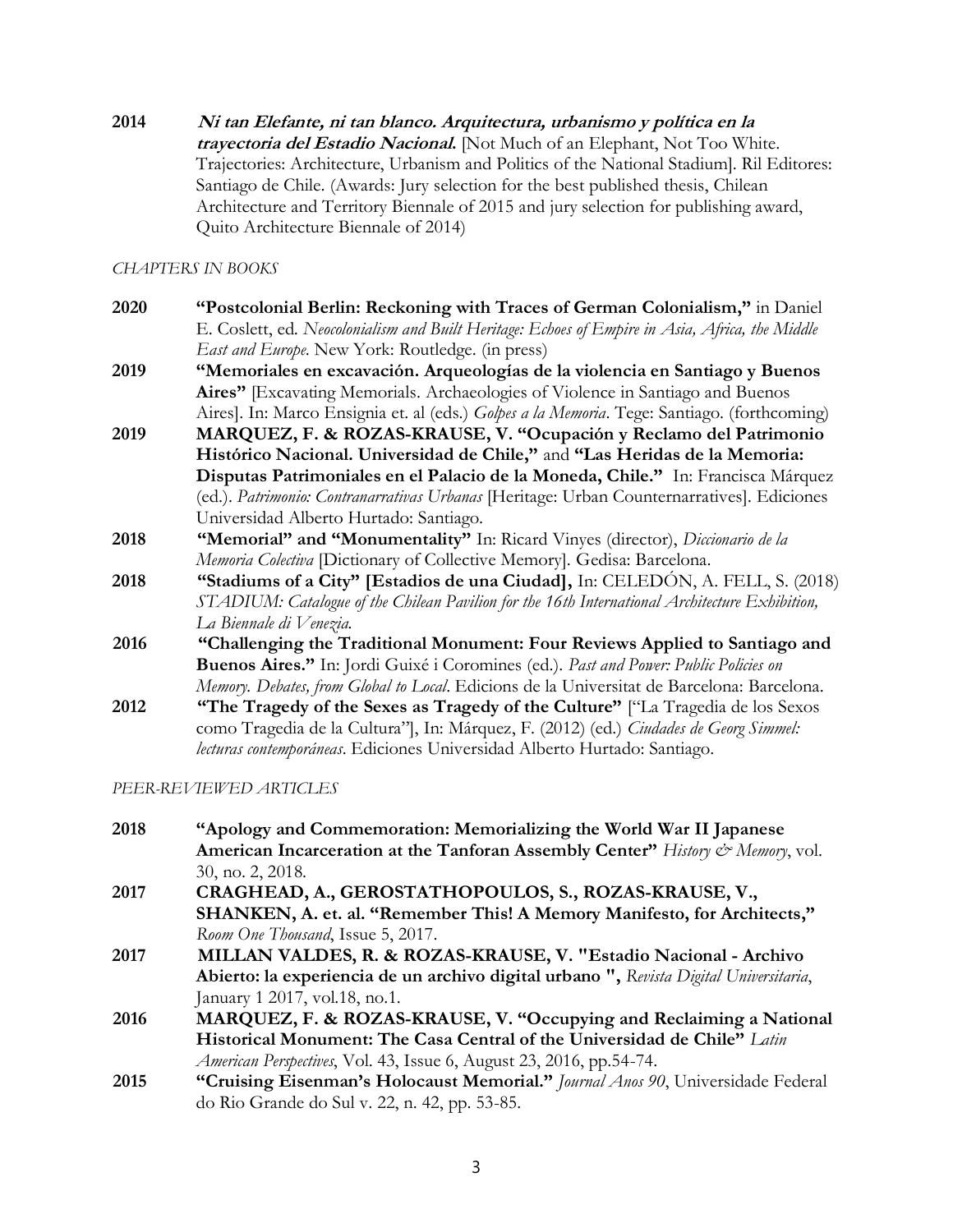**2014** ***Ni tan Elefante, ni tan blanco. Arquitectura, urbanismo y política en la trayectoria del Estadio Nacional.*** [Not Much of an Elephant, Not Too White. Trajectories: Architecture, Urbanism and Politics of the National Stadium]. Ril Editores: Santiago de Chile. (Awards: Jury selection for the best published thesis, Chilean Architecture and Territory Biennale of 2015 and jury selection for publishing award, Quito Architecture Biennale of 2014)

*CHAPTERS IN BOOKS*

**2020** **"Postcolonial Berlin: Reckoning with Traces of German Colonialism,"** in Daniel E. Coslett, ed. *Neocolonialism and Built Heritage: Echoes of Empire in Asia, Africa, the Middle East and Europe*. New York: Routledge. (in press)

**2019** **"Memoriales en excavación. Arqueologías de la violencia en Santiago y Buenos Aires"** [Excavating Memorials. Archaeologies of Violence in Santiago and Buenos Aires]. In: Marco Ensignia et. al (eds.) *Golpes a la Memoria*. Tege: Santiago. (forthcoming)

**2019** **MARQUEZ, F. & ROZAS-KRAUSE, V. "Ocupación y Reclamo del Patrimonio Histórico Nacional. Universidad de Chile,"** and **"Las Heridas de la Memoria: Disputas Patrimoniales en el Palacio de la Moneda, Chile."** In: Francisca Márquez (ed.). *Patrimonio: Contranarrativas Urbanas* [Heritage: Urban Counternarratives]. Ediciones Universidad Alberto Hurtado: Santiago.

**2018** **"Memorial" and "Monumentality"** In: Ricard Vinyes (director), *Diccionario de la Memoria Colectiva* [Dictionary of Collective Memory]. Gedisa: Barcelona.

**2018** **"Stadiums of a City" [Estadios de una Ciudad],** In: CELEDÓN, A. FELL, S. (2018) *STADIUM: Catalogue of the Chilean Pavilion for the 16th International Architecture Exhibition, La Biennale di Venezia.*

**2016** **"Challenging the Traditional Monument: Four Reviews Applied to Santiago and Buenos Aires."** In: Jordi Guixé i Coromines (ed.). *Past and Power: Public Policies on Memory. Debates, from Global to Local*. Edicions de la Universitat de Barcelona: Barcelona.

**2012** **"The Tragedy of the Sexes as Tragedy of the Culture"** ["La Tragedia de los Sexos como Tragedia de la Cultura"], In: Márquez, F. (2012) (ed.) *Ciudades de Georg Simmel: lecturas contemporáneas*. Ediciones Universidad Alberto Hurtado: Santiago.

*PEER-REVIEWED ARTICLES*

**2018** **"Apology and Commemoration: Memorializing the World War II Japanese American Incarceration at the Tanforan Assembly Center"** *History & Memory*, vol. 30, no. 2, 2018.

**2017** **CRAGHEAD, A., GEROSTATHOPOULOS, S., ROZAS-KRAUSE, V., SHANKEN, A. et. al. "Remember This! A Memory Manifesto, for Architects,"** *Room One Thousand*, Issue 5, 2017.

**2017** **MILLAN VALDES, R. & ROZAS-KRAUSE, V. "Estadio Nacional - Archivo Abierto: la experiencia de un archivo digital urbano ",** *Revista Digital Universitaria*, January 1 2017, vol.18, no.1.

**2016** **MARQUEZ, F. & ROZAS-KRAUSE, V. "Occupying and Reclaiming a National Historical Monument: The Casa Central of the Universidad de Chile"** *Latin American Perspectives*, Vol. 43, Issue 6, August 23, 2016, pp.54-74.

**2015** **"Cruising Eisenman's Holocaust Memorial."** *Journal Anos 90*, Universidade Federal do Rio Grande do Sul v. 22, n. 42, pp. 53-85.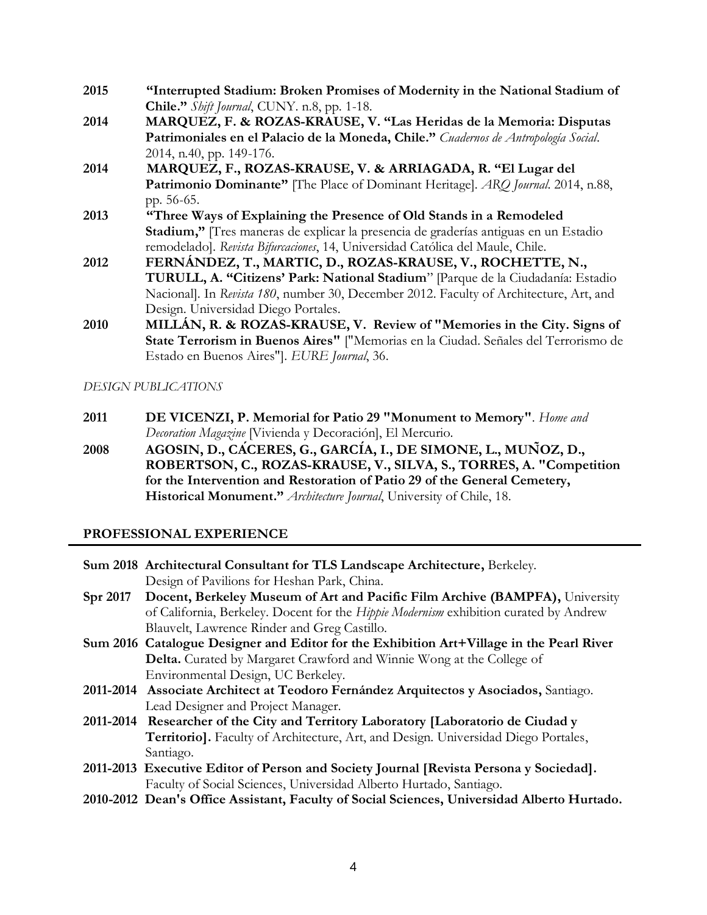**2015** **"Interrupted Stadium: Broken Promises of Modernity in the National Stadium of Chile."** *Shift Journal*, CUNY. n.8, pp. 1-18.

**2014** **MARQUEZ, F. & ROZAS-KRAUSE, V. "Las Heridas de la Memoria: Disputas Patrimoniales en el Palacio de la Moneda, Chile."** *Cuadernos de Antropología Social*. 2014, n.40, pp. 149-176.

**2014** **MARQUEZ, F., ROZAS-KRAUSE, V. & ARRIAGADA, R. "El Lugar del Patrimonio Dominante"** [The Place of Dominant Heritage]. *ARQ Journal*. 2014, n.88, pp. 56-65.

**2013** **"Three Ways of Explaining the Presence of Old Stands in a Remodeled Stadium,"** [Tres maneras de explicar la presencia de graderías antiguas en un Estadio remodelado]. *Revista Bifurcaciones*, 14, Universidad Católica del Maule, Chile.

**2012** **FERNÁNDEZ, T., MARTIC, D., ROZAS-KRAUSE, V., ROCHETTE, N., TURULL, A. "Citizens' Park: National Stadium"** [Parque de la Ciudadanía: Estadio Nacional]. In *Revista 180*, number 30, December 2012. Faculty of Architecture, Art, and Design. Universidad Diego Portales.

**2010** **MILLÁN, R. & ROZAS-KRAUSE, V. Review of "Memories in the City. Signs of State Terrorism in Buenos Aires"** ["Memorias en la Ciudad. Señales del Terrorismo de Estado en Buenos Aires"]. *EURE Journal*, 36.

*DESIGN PUBLICATIONS*

**2011** **DE VICENZI, P. Memorial for Patio 29 "Monument to Memory"**. *Home and Decoration Magazine* [Vivienda y Decoración], El Mercurio.

**2008** **AGOSIN, D., CÁCERES, G., GARCÍA, I., DE SIMONE, L., MUÑOZ, D., ROBERTSON, C., ROZAS-KRAUSE, V., SILVA, S., TORRES, A. "Competition for the Intervention and Restoration of Patio 29 of the General Cemetery, Historical Monument."** *Architecture Journal*, University of Chile, 18.

## PROFESSIONAL EXPERIENCE

**Sum 2018** **Architectural Consultant for TLS Landscape Architecture,** Berkeley. Design of Pavilions for Heshan Park, China.

**Spr 2017** **Docent, Berkeley Museum of Art and Pacific Film Archive (BAMPFA),** University of California, Berkeley. Docent for the *Hippie Modernism* exhibition curated by Andrew Blauvelt, Lawrence Rinder and Greg Castillo.

**Sum 2016** **Catalogue Designer and Editor for the Exhibition Art+Village in the Pearl River Delta.** Curated by Margaret Crawford and Winnie Wong at the College of Environmental Design, UC Berkeley.

**2011-2014** **Associate Architect at Teodoro Fernández Arquitectos y Asociados,** Santiago. Lead Designer and Project Manager.

**2011-2014** **Researcher of the City and Territory Laboratory [Laboratorio de Ciudad y Territorio].** Faculty of Architecture, Art, and Design. Universidad Diego Portales, Santiago.

**2011-2013** **Executive Editor of Person and Society Journal [Revista Persona y Sociedad].** Faculty of Social Sciences, Universidad Alberto Hurtado, Santiago.

**2010-2012** **Dean's Office Assistant, Faculty of Social Sciences, Universidad Alberto Hurtado.**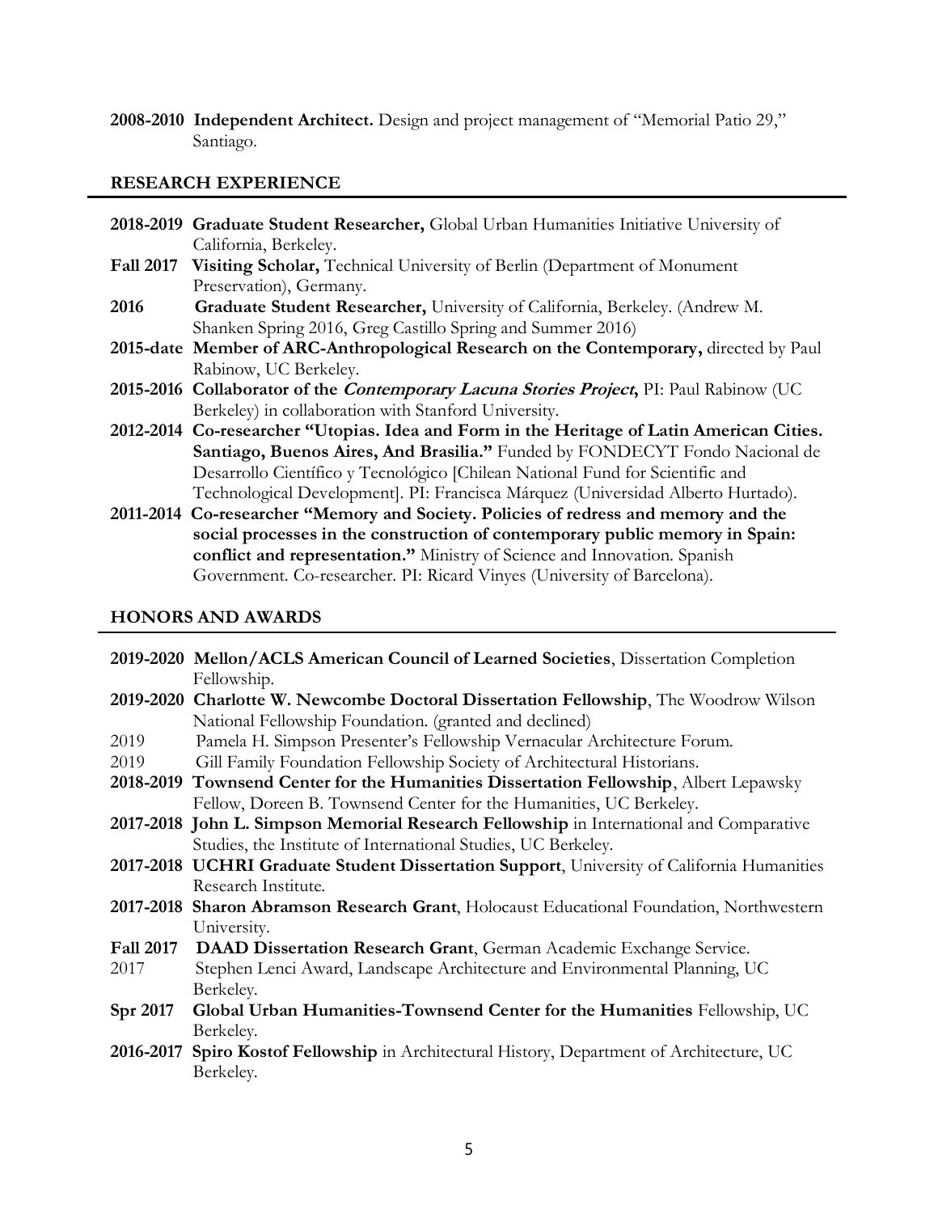**2008-2010** **Independent Architect.** Design and project management of "Memorial Patio 29," Santiago.

## RESEARCH EXPERIENCE

**2018-2019** **Graduate Student Researcher,** Global Urban Humanities Initiative University of California, Berkeley.

**Fall 2017** **Visiting Scholar,** Technical University of Berlin (Department of Monument Preservation), Germany.

**2016** **Graduate Student Researcher,** University of California, Berkeley. (Andrew M. Shanken Spring 2016, Greg Castillo Spring and Summer 2016)

**2015-date** **Member of ARC-Anthropological Research on the Contemporary,** directed by Paul Rabinow, UC Berkeley.

**2015-2016** **Collaborator of the *Contemporary Lacuna Stories Project*,** PI: Paul Rabinow (UC Berkeley) in collaboration with Stanford University.

**2012-2014** **Co-researcher "Utopias. Idea and Form in the Heritage of Latin American Cities. Santiago, Buenos Aires, And Brasilia."** Funded by FONDECYT Fondo Nacional de Desarrollo Científico y Tecnológico [Chilean National Fund for Scientific and Technological Development]. PI: Francisca Márquez (Universidad Alberto Hurtado).

**2011-2014** **Co-researcher "Memory and Society. Policies of redress and memory and the social processes in the construction of contemporary public memory in Spain: conflict and representation."** Ministry of Science and Innovation. Spanish Government. Co-researcher. PI: Ricard Vinyes (University of Barcelona).

## HONORS AND AWARDS

**2019-2020** **Mellon/ACLS American Council of Learned Societies**, Dissertation Completion Fellowship.

**2019-2020** **Charlotte W. Newcombe Doctoral Dissertation Fellowship**, The Woodrow Wilson National Fellowship Foundation. (granted and declined)

2019 Pamela H. Simpson Presenter's Fellowship Vernacular Architecture Forum.

2019 Gill Family Foundation Fellowship Society of Architectural Historians.

**2018-2019** **Townsend Center for the Humanities Dissertation Fellowship**, Albert Lepawsky Fellow, Doreen B. Townsend Center for the Humanities, UC Berkeley.

**2017-2018** **John L. Simpson Memorial Research Fellowship** in International and Comparative Studies, the Institute of International Studies, UC Berkeley.

**2017-2018** **UCHRI Graduate Student Dissertation Support**, University of California Humanities Research Institute.

**2017-2018** **Sharon Abramson Research Grant**, Holocaust Educational Foundation, Northwestern University.

**Fall 2017** **DAAD Dissertation Research Grant**, German Academic Exchange Service.

2017 Stephen Lenci Award, Landscape Architecture and Environmental Planning, UC Berkeley.

**Spr 2017** **Global Urban Humanities-Townsend Center for the Humanities** Fellowship, UC Berkeley.

**2016-2017** **Spiro Kostof Fellowship** in Architectural History, Department of Architecture, UC Berkeley.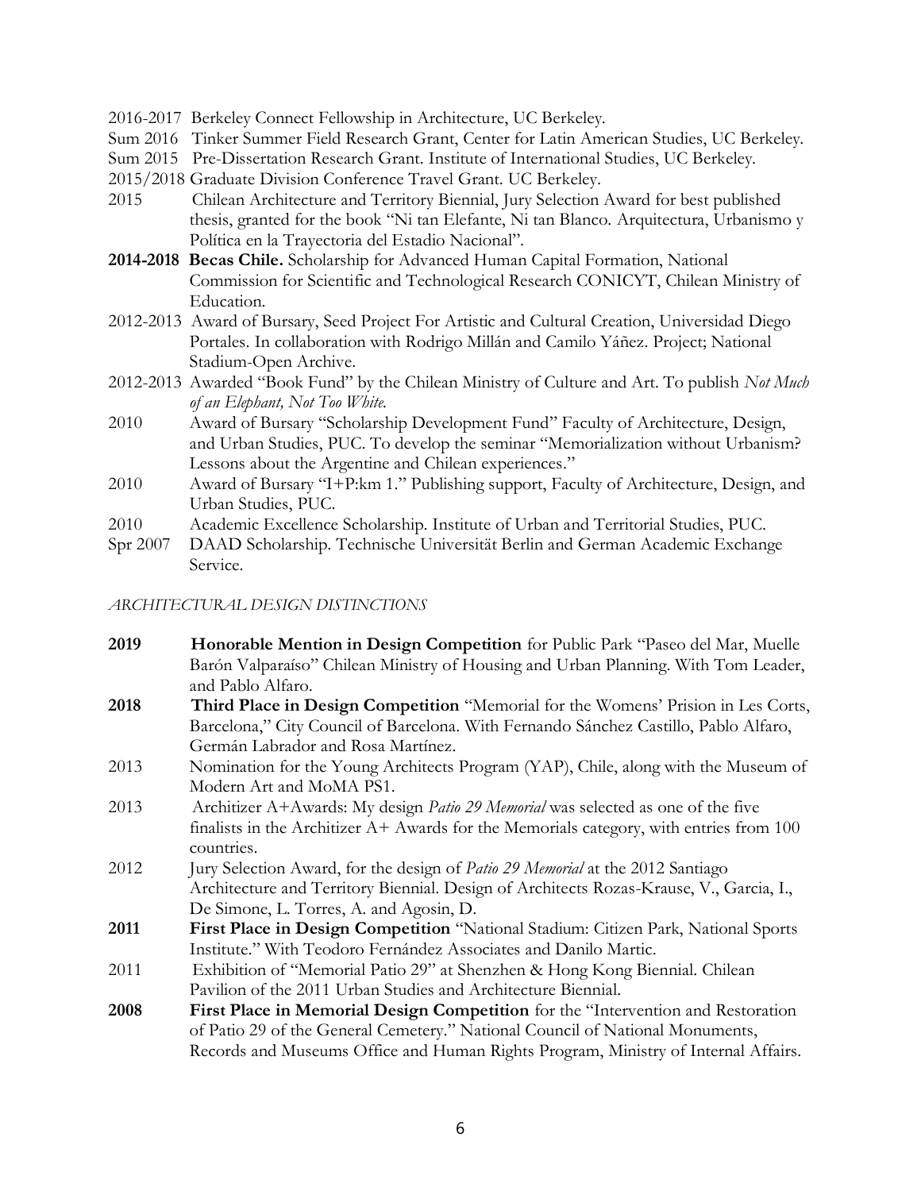2016-2017 Berkeley Connect Fellowship in Architecture, UC Berkeley.

Sum 2016 Tinker Summer Field Research Grant, Center for Latin American Studies, UC Berkeley.

Sum 2015 Pre-Dissertation Research Grant. Institute of International Studies, UC Berkeley.

2015/2018 Graduate Division Conference Travel Grant. UC Berkeley.

2015 Chilean Architecture and Territory Biennial, Jury Selection Award for best published thesis, granted for the book "Ni tan Elefante, Ni tan Blanco. Arquitectura, Urbanismo y Política en la Trayectoria del Estadio Nacional".

**2014-2018 Becas Chile.** Scholarship for Advanced Human Capital Formation, National Commission for Scientific and Technological Research CONICYT, Chilean Ministry of Education.

2012-2013 Award of Bursary, Seed Project For Artistic and Cultural Creation, Universidad Diego Portales. In collaboration with Rodrigo Millán and Camilo Yáñez. Project; National Stadium-Open Archive.

2012-2013 Awarded "Book Fund" by the Chilean Ministry of Culture and Art. To publish *Not Much of an Elephant, Not Too White.*

2010 Award of Bursary "Scholarship Development Fund" Faculty of Architecture, Design, and Urban Studies, PUC. To develop the seminar "Memorialization without Urbanism? Lessons about the Argentine and Chilean experiences."

2010 Award of Bursary "I+P:km 1." Publishing support, Faculty of Architecture, Design, and Urban Studies, PUC.

2010 Academic Excellence Scholarship. Institute of Urban and Territorial Studies, PUC.

Spr 2007 DAAD Scholarship. Technische Universität Berlin and German Academic Exchange Service.

*ARCHITECTURAL DESIGN DISTINCTIONS*

**2019** **Honorable Mention in Design Competition** for Public Park "Paseo del Mar, Muelle Barón Valparaíso" Chilean Ministry of Housing and Urban Planning. With Tom Leader, and Pablo Alfaro.

**2018** **Third Place in Design Competition** "Memorial for the Womens' Prision in Les Corts, Barcelona," City Council of Barcelona. With Fernando Sánchez Castillo, Pablo Alfaro, Germán Labrador and Rosa Martínez.

2013 Nomination for the Young Architects Program (YAP), Chile, along with the Museum of Modern Art and MoMA PS1.

2013 Architizer A+Awards: My design *Patio 29 Memorial* was selected as one of the five finalists in the Architizer A+ Awards for the Memorials category, with entries from 100 countries.

2012 Jury Selection Award, for the design of *Patio 29 Memorial* at the 2012 Santiago Architecture and Territory Biennial. Design of Architects Rozas-Krause, V., Garcia, I., De Simone, L. Torres, A. and Agosin, D.

**2011** **First Place in Design Competition** "National Stadium: Citizen Park, National Sports Institute." With Teodoro Fernández Associates and Danilo Martic.

2011 Exhibition of "Memorial Patio 29" at Shenzhen & Hong Kong Biennial. Chilean Pavilion of the 2011 Urban Studies and Architecture Biennial.

**2008** **First Place in Memorial Design Competition** for the "Intervention and Restoration of Patio 29 of the General Cemetery." National Council of National Monuments, Records and Museums Office and Human Rights Program, Ministry of Internal Affairs.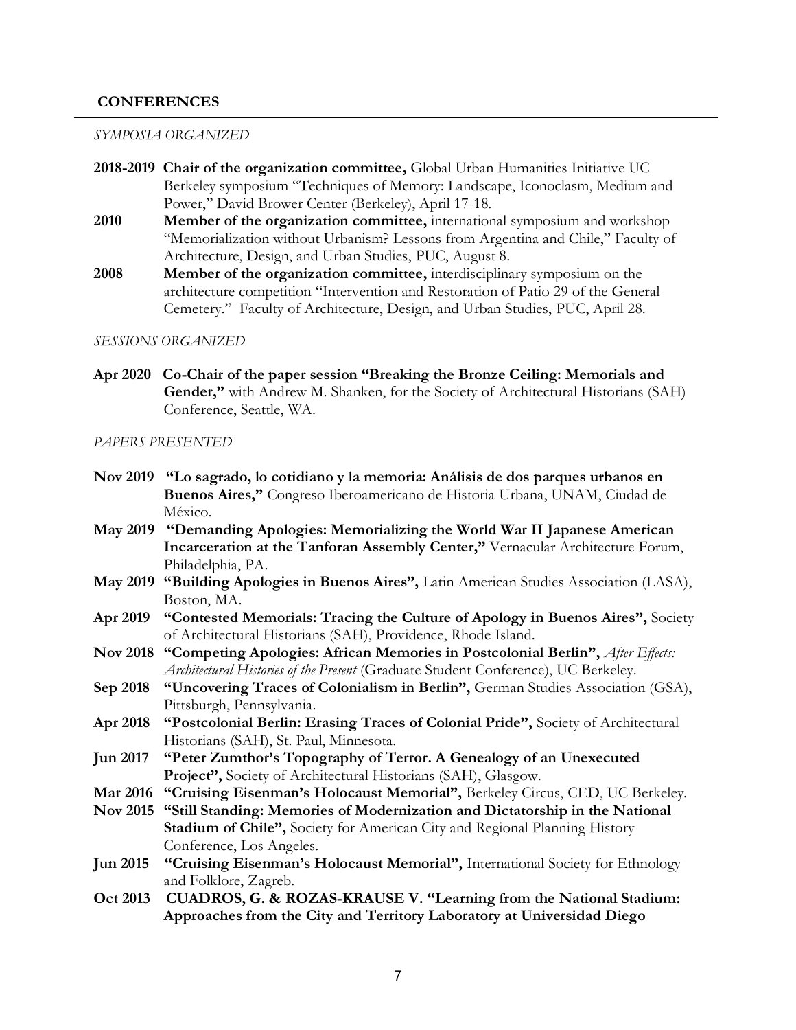## CONFERENCES

*SYMPOSIA ORGANIZED*

**2018-2019** **Chair of the organization committee,** Global Urban Humanities Initiative UC Berkeley symposium "Techniques of Memory: Landscape, Iconoclasm, Medium and Power," David Brower Center (Berkeley), April 17-18.

**2010** **Member of the organization committee,** international symposium and workshop "Memorialization without Urbanism? Lessons from Argentina and Chile," Faculty of Architecture, Design, and Urban Studies, PUC, August 8.

**2008** **Member of the organization committee,** interdisciplinary symposium on the architecture competition "Intervention and Restoration of Patio 29 of the General Cemetery." Faculty of Architecture, Design, and Urban Studies, PUC, April 28.

*SESSIONS ORGANIZED*

**Apr 2020** **Co-Chair of the paper session "Breaking the Bronze Ceiling: Memorials and Gender,"** with Andrew M. Shanken, for the Society of Architectural Historians (SAH) Conference, Seattle, WA.

*PAPERS PRESENTED*

**Nov 2019** **"Lo sagrado, lo cotidiano y la memoria: Análisis de dos parques urbanos en Buenos Aires,"** Congreso Iberoamericano de Historia Urbana, UNAM, Ciudad de México.

**May 2019** **"Demanding Apologies: Memorializing the World War II Japanese American Incarceration at the Tanforan Assembly Center,"** Vernacular Architecture Forum, Philadelphia, PA.

**May 2019** **"Building Apologies in Buenos Aires",** Latin American Studies Association (LASA), Boston, MA.

**Apr 2019** **"Contested Memorials: Tracing the Culture of Apology in Buenos Aires",** Society of Architectural Historians (SAH), Providence, Rhode Island.

**Nov 2018** **"Competing Apologies: African Memories in Postcolonial Berlin",** *After Effects: Architectural Histories of the Present* (Graduate Student Conference), UC Berkeley.

**Sep 2018** **"Uncovering Traces of Colonialism in Berlin",** German Studies Association (GSA), Pittsburgh, Pennsylvania.

**Apr 2018** **"Postcolonial Berlin: Erasing Traces of Colonial Pride",** Society of Architectural Historians (SAH), St. Paul, Minnesota.

**Jun 2017** **"Peter Zumthor's Topography of Terror. A Genealogy of an Unexecuted Project",** Society of Architectural Historians (SAH), Glasgow.

**Mar 2016** **"Cruising Eisenman's Holocaust Memorial",** Berkeley Circus, CED, UC Berkeley.

**Nov 2015** **"Still Standing: Memories of Modernization and Dictatorship in the National Stadium of Chile",** Society for American City and Regional Planning History Conference, Los Angeles.

**Jun 2015** **"Cruising Eisenman's Holocaust Memorial",** International Society for Ethnology and Folklore, Zagreb.

**Oct 2013** **CUADROS, G. & ROZAS-KRAUSE V. "Learning from the National Stadium: Approaches from the City and Territory Laboratory at Universidad Diego**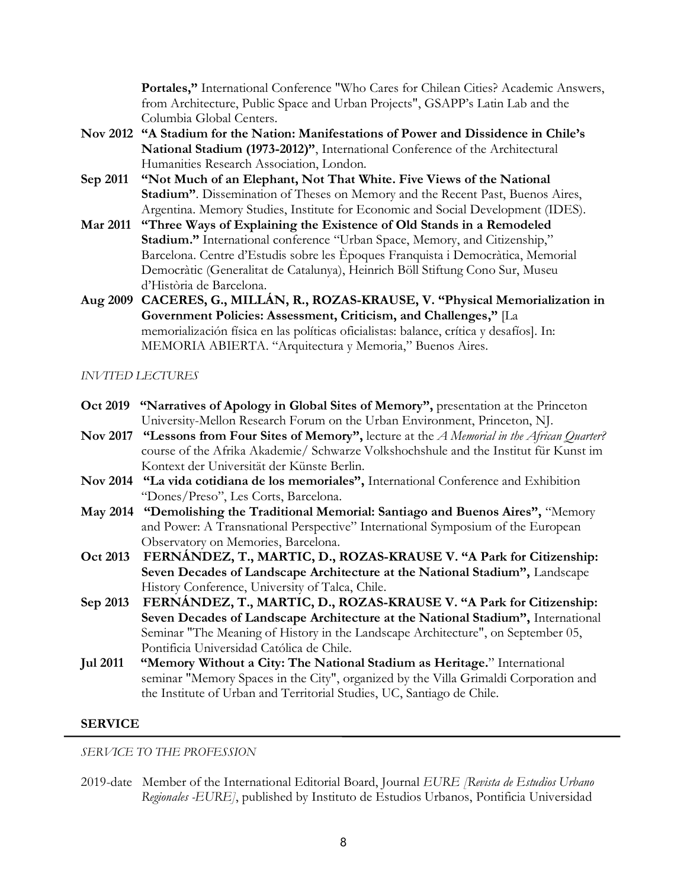**Portales,"** International Conference "Who Cares for Chilean Cities? Academic Answers, from Architecture, Public Space and Urban Projects", GSAPP's Latin Lab and the Columbia Global Centers.

**Nov 2012** **"A Stadium for the Nation: Manifestations of Power and Dissidence in Chile's National Stadium (1973-2012)"**, International Conference of the Architectural Humanities Research Association, London.

**Sep 2011** **"Not Much of an Elephant, Not That White. Five Views of the National Stadium"**. Dissemination of Theses on Memory and the Recent Past, Buenos Aires, Argentina. Memory Studies, Institute for Economic and Social Development (IDES).

**Mar 2011** **"Three Ways of Explaining the Existence of Old Stands in a Remodeled Stadium."** International conference "Urban Space, Memory, and Citizenship," Barcelona. Centre d'Estudis sobre les Èpoques Franquista i Democràtica, Memorial Democràtic (Generalitat de Catalunya), Heinrich Böll Stiftung Cono Sur, Museu d'Història de Barcelona.

**Aug 2009** **CACERES, G., MILLÁN, R., ROZAS-KRAUSE, V. "Physical Memorialization in Government Policies: Assessment, Criticism, and Challenges,"** [La memorialización física en las políticas oficialistas: balance, crítica y desafíos]. In: MEMORIA ABIERTA. "Arquitectura y Memoria," Buenos Aires.

*INVITED LECTURES*

**Oct 2019** **"Narratives of Apology in Global Sites of Memory",** presentation at the Princeton University-Mellon Research Forum on the Urban Environment, Princeton, NJ.

**Nov 2017** **"Lessons from Four Sites of Memory",** lecture at the *A Memorial in the African Quarter?* course of the Afrika Akademie/ Schwarze Volkshochshule and the Institut für Kunst im Kontext der Universität der Künste Berlin.

**Nov 2014** **"La vida cotidiana de los memoriales",** International Conference and Exhibition "Dones/Preso", Les Corts, Barcelona.

**May 2014** **"Demolishing the Traditional Memorial: Santiago and Buenos Aires",** "Memory and Power: A Transnational Perspective" International Symposium of the European Observatory on Memories, Barcelona.

**Oct 2013** **FERNÁNDEZ, T., MARTIC, D., ROZAS-KRAUSE V. "A Park for Citizenship: Seven Decades of Landscape Architecture at the National Stadium",** Landscape History Conference, University of Talca, Chile.

**Sep 2013** **FERNÁNDEZ, T., MARTIC, D., ROZAS-KRAUSE V. "A Park for Citizenship: Seven Decades of Landscape Architecture at the National Stadium",** International Seminar "The Meaning of History in the Landscape Architecture", on September 05, Pontificia Universidad Católica de Chile.

**Jul 2011** **"Memory Without a City: The National Stadium as Heritage.**" International seminar "Memory Spaces in the City", organized by the Villa Grimaldi Corporation and the Institute of Urban and Territorial Studies, UC, Santiago de Chile.

## SERVICE

*SERVICE TO THE PROFESSION*

2019-date Member of the International Editorial Board, Journal *EURE [Revista de Estudios Urbano Regionales -EURE]*, published by Instituto de Estudios Urbanos, Pontificia Universidad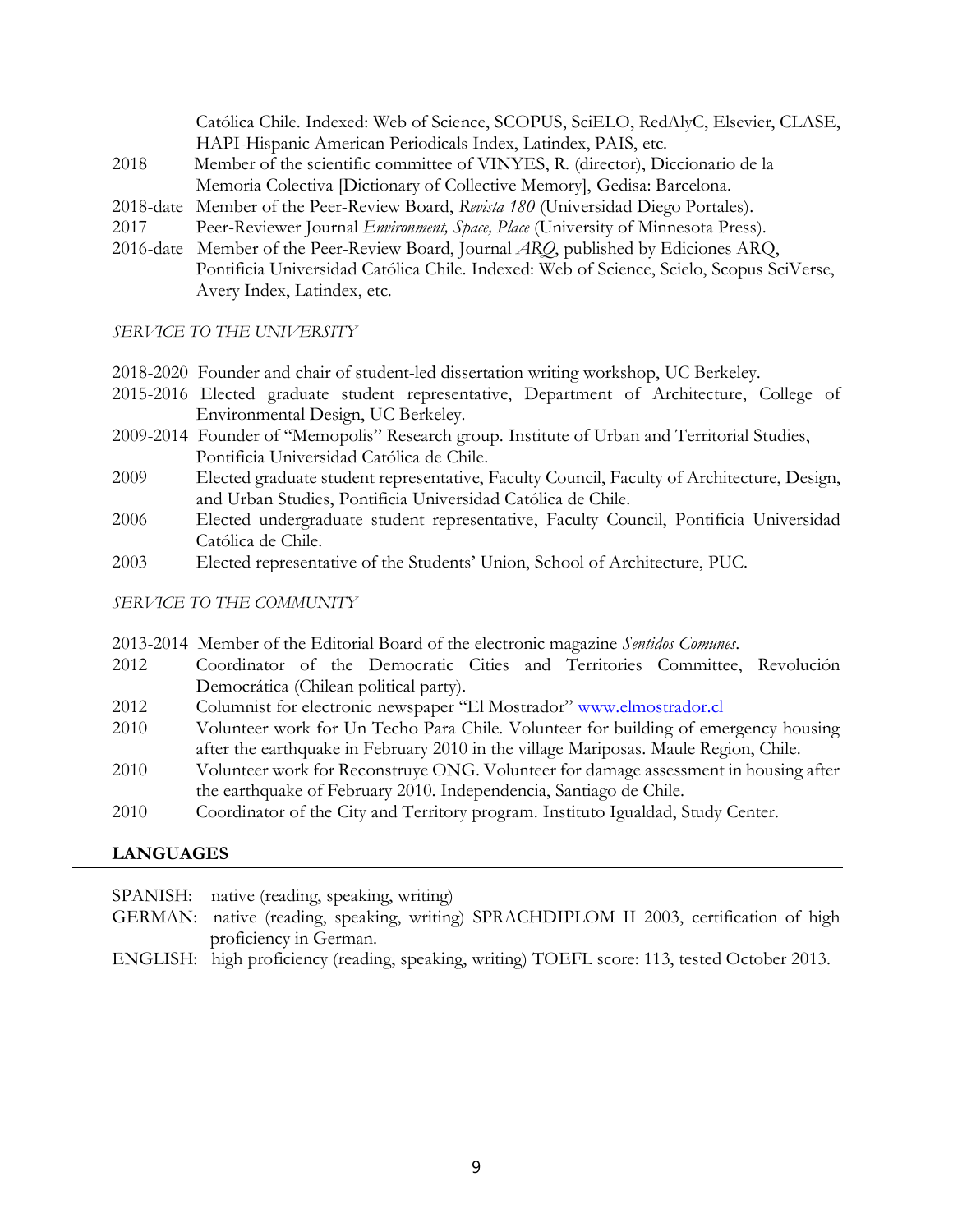Católica Chile. Indexed: Web of Science, SCOPUS, SciELO, RedAlyC, Elsevier, CLASE, HAPI-Hispanic American Periodicals Index, Latindex, PAIS, etc.

2018 Member of the scientific committee of VINYES, R. (director), Diccionario de la Memoria Colectiva [Dictionary of Collective Memory], Gedisa: Barcelona.

2018-date Member of the Peer-Review Board, *Revista 180* (Universidad Diego Portales).

2017 Peer-Reviewer Journal *Environment, Space, Place* (University of Minnesota Press).

2016-date Member of the Peer-Review Board, Journal *ARQ*, published by Ediciones ARQ, Pontificia Universidad Católica Chile. Indexed: Web of Science, Scielo, Scopus SciVerse, Avery Index, Latindex, etc.

*SERVICE TO THE UNIVERSITY*

2018-2020 Founder and chair of student-led dissertation writing workshop, UC Berkeley.

2015-2016 Elected graduate student representative, Department of Architecture, College of Environmental Design, UC Berkeley.

2009-2014 Founder of "Memopolis" Research group. Institute of Urban and Territorial Studies, Pontificia Universidad Católica de Chile.

2009 Elected graduate student representative, Faculty Council, Faculty of Architecture, Design, and Urban Studies, Pontificia Universidad Católica de Chile.

2006 Elected undergraduate student representative, Faculty Council, Pontificia Universidad Católica de Chile.

2003 Elected representative of the Students' Union, School of Architecture, PUC.

*SERVICE TO THE COMMUNITY*

2013-2014 Member of the Editorial Board of the electronic magazine *Sentidos Comunes*.

2012 Coordinator of the Democratic Cities and Territories Committee, Revolución Democrática (Chilean political party).

2012 Columnist for electronic newspaper "El Mostrador" www.elmostrador.cl

2010 Volunteer work for Un Techo Para Chile. Volunteer for building of emergency housing after the earthquake in February 2010 in the village Mariposas. Maule Region, Chile.

2010 Volunteer work for Reconstruye ONG. Volunteer for damage assessment in housing after the earthquake of February 2010. Independencia, Santiago de Chile.

2010 Coordinator of the City and Territory program. Instituto Igualdad, Study Center.

## LANGUAGES

SPANISH: native (reading, speaking, writing)

GERMAN: native (reading, speaking, writing) SPRACHDIPLOM II 2003, certification of high proficiency in German.

ENGLISH: high proficiency (reading, speaking, writing) TOEFL score: 113, tested October 2013.